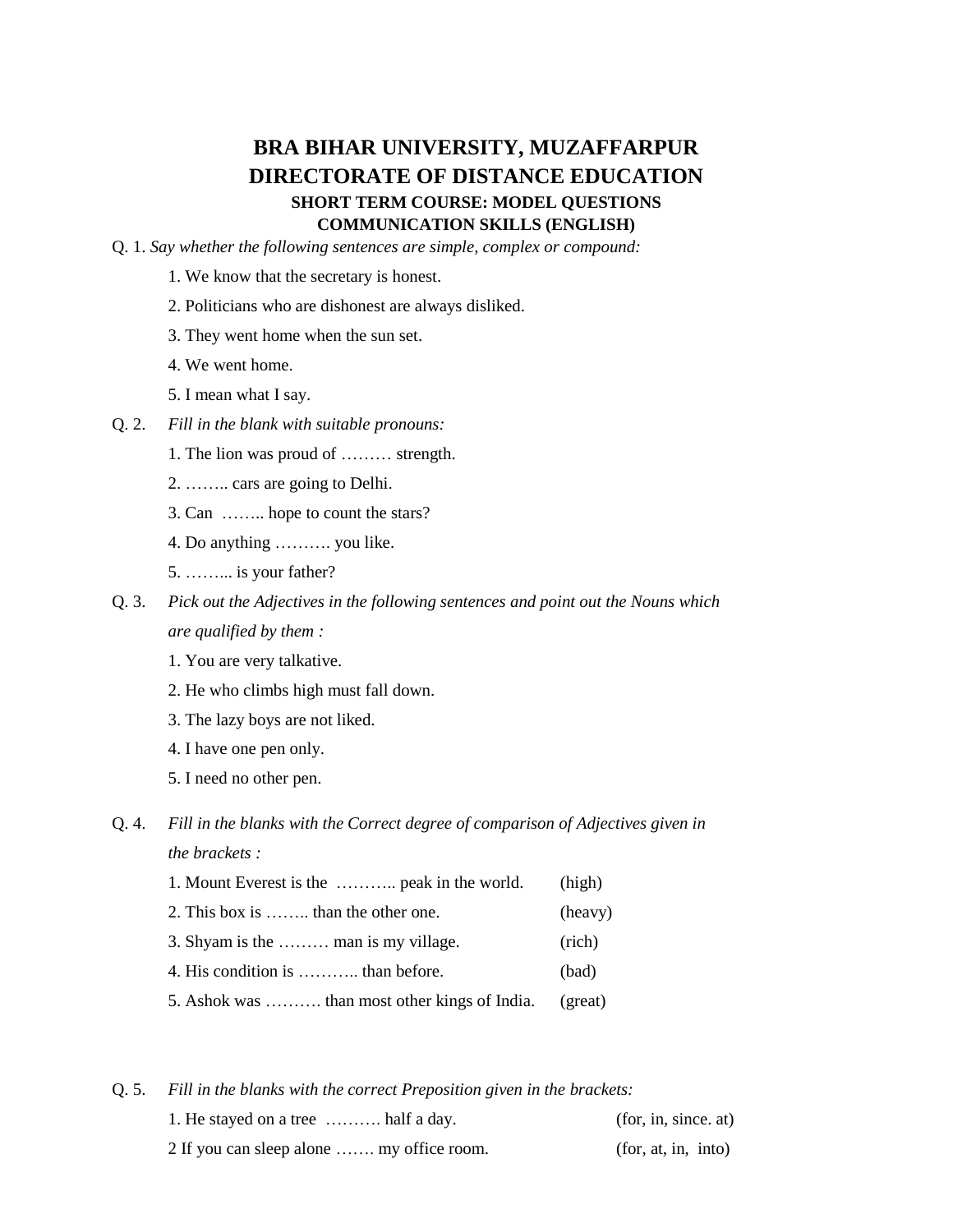# BRA BIHAR UNIVERSITY, MUZAFFARPUR
# DIRECTORATE OF DISTANCE EDUCATION
### SHORT TERM COURSE: MODEL QUESTIONS
### COMMUNICATION SKILLS (ENGLISH)

Q. 1. *Say whether the following sentences are simple, complex or compound:*

1. We know that the secretary is honest.
2. Politicians who are dishonest are always disliked.
3. They went home when the sun set.
4. We went home.
5. I mean what I say.

Q. 2. *Fill in the blank with suitable pronouns:*

1. The lion was proud of ……… strength.
2. …….. cars are going to Delhi.
3. Can …….. hope to count the stars?
4. Do anything ………. you like.
5. ……... is your father?

Q. 3. *Pick out the Adjectives in the following sentences and point out the Nouns which are qualified by them :*

1. You are very talkative.
2. He who climbs high must fall down.
3. The lazy boys are not liked.
4. I have one pen only.
5. I need no other pen.

Q. 4. *Fill in the blanks with the Correct degree of comparison of Adjectives given in the brackets :*

1. Mount Everest is the ……….. peak in the world. (high)
2. This box is …….. than the other one. (heavy)
3. Shyam is the ……… man is my village. (rich)
4. His condition is ……….. than before. (bad)
5. Ashok was ………. than most other kings of India. (great)

Q. 5. *Fill in the blanks with the correct Preposition given in the brackets:*

1. He stayed on a tree ………. half a day. (for, in, since. at)

2 If you can sleep alone ……. my office room. (for, at, in, into)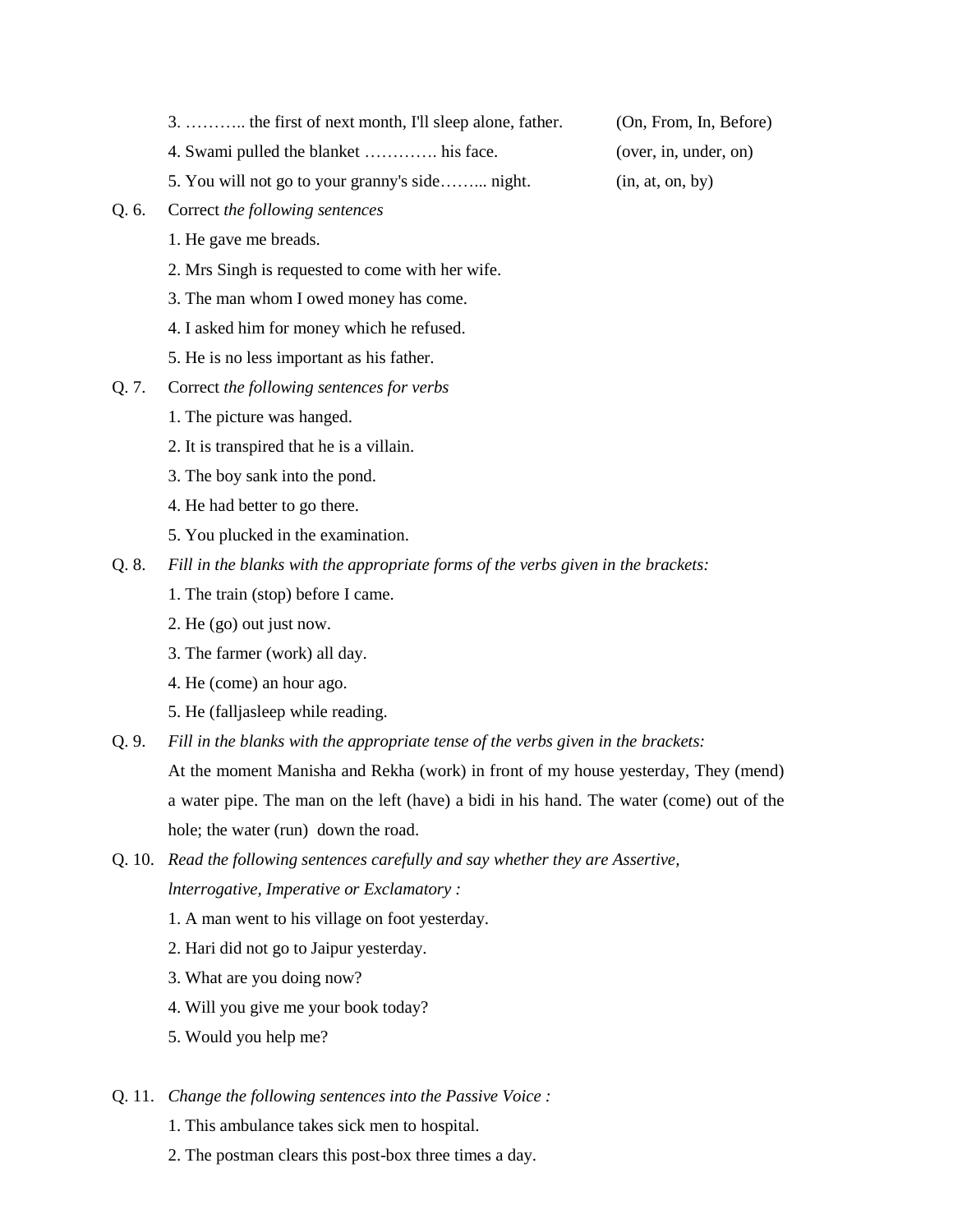3. ……….. the first of next month, I'll sleep alone, father. (On, From, In, Before)

4. Swami pulled the blanket …………. his face. (over, in, under, on)

5. You will not go to your granny's side…….. night. (in, at, on, by)

Q. 6. Correct *the following sentences*

1. He gave me breads.
2. Mrs Singh is requested to come with her wife.
3. The man whom I owed money has come.
4. I asked him for money which he refused.
5. He is no less important as his father.

Q. 7. Correct *the following sentences for verbs*

1. The picture was hanged.
2. It is transpired that he is a villain.
3. The boy sank into the pond.
4. He had better to go there.
5. You plucked in the examination.

Q. 8. *Fill in the blanks with the appropriate forms of the verbs given in the brackets:*

1. The train (stop) before I came.
2. He (go) out just now.
3. The farmer (work) all day.
4. He (come) an hour ago.
5. He (falljasleep while reading.

Q. 9. *Fill in the blanks with the appropriate tense of the verbs given in the brackets:*

At the moment Manisha and Rekha (work) in front of my house yesterday, They (mend) a water pipe. The man on the left (have) a bidi in his hand. The water (come) out of the hole; the water (run) down the road.

Q. 10. *Read the following sentences carefully and say whether they are Assertive, lnterrogative, Imperative or Exclamatory :*

1. A man went to his village on foot yesterday.
2. Hari did not go to Jaipur yesterday.
3. What are you doing now?
4. Will you give me your book today?
5. Would you help me?

Q. 11. *Change the following sentences into the Passive Voice :*

1. This ambulance takes sick men to hospital.
2. The postman clears this post-box three times a day.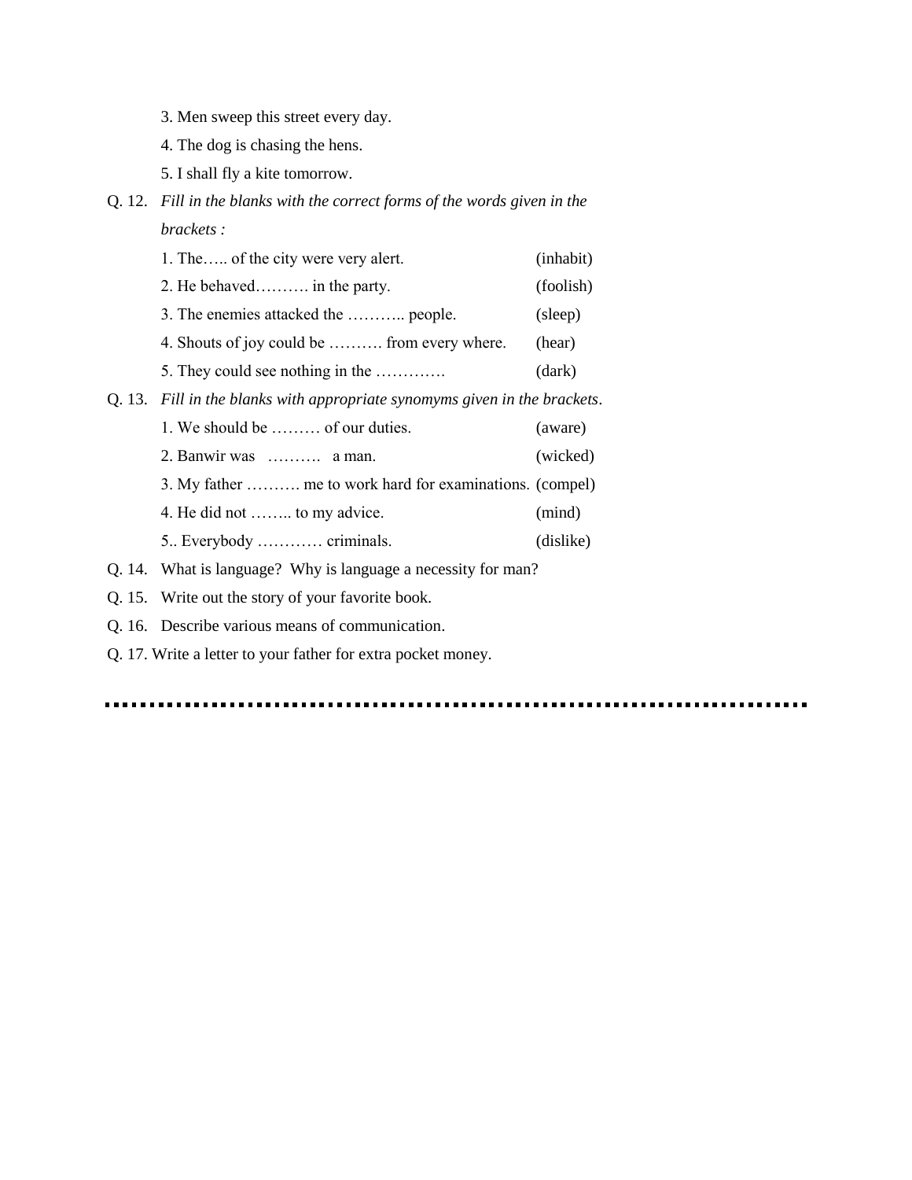3. Men sweep this street every day.

4. The dog is chasing the hens.

5. I shall fly a kite tomorrow.

Q. 12. *Fill in the blanks with the correct forms of the words given in the brackets :*

1. The….. of the city were very alert. (inhabit)

2. He behaved………. in the party. (foolish)

3. The enemies attacked the ……….. people. (sleep)

4. Shouts of joy could be ………. from every where. (hear)

5. They could see nothing in the …………. (dark)

Q. 13. *Fill in the blanks with appropriate synomyms given in the brackets*.

1. We should be ……… of our duties. (aware)

2. Banwir was ………. a man. (wicked)

3. My father ………. me to work hard for examinations. (compel)

4. He did not …….. to my advice. (mind)

5.. Everybody ………… criminals. (dislike)

Q. 14. What is language? Why is language a necessity for man?

Q. 15. Write out the story of your favorite book.

Q. 16. Describe various means of communication.

Q. 17. Write a letter to your father for extra pocket money.